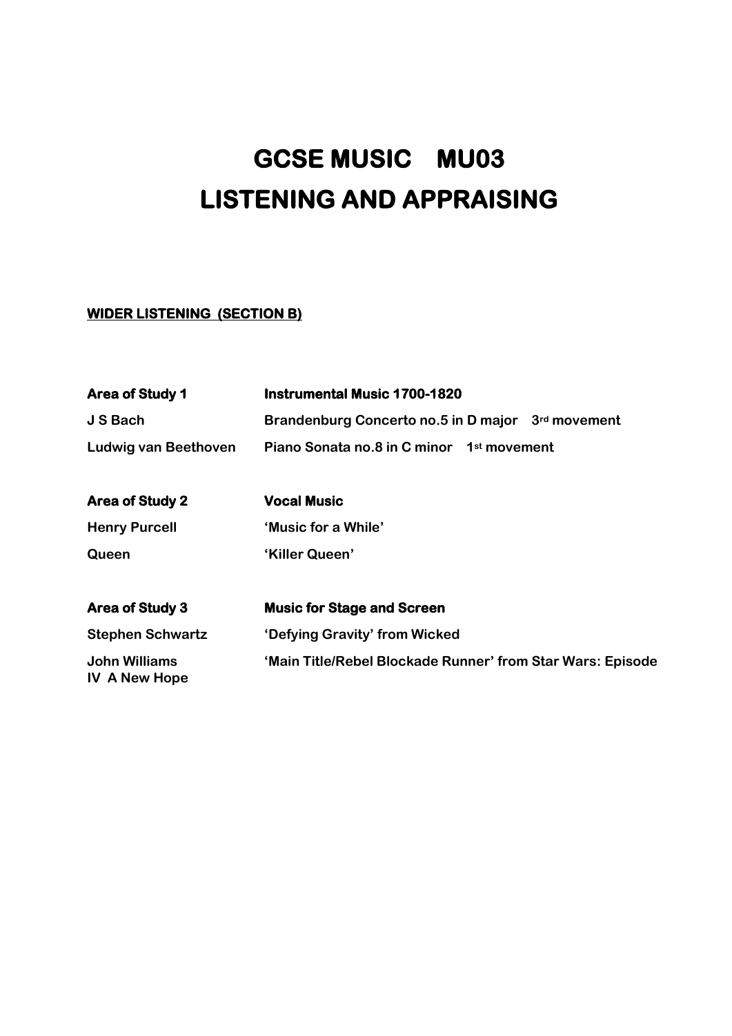# GCSE MUSIC MU03
# LISTENING AND APPRAISING

**WIDER LISTENING (SECTION B)**

| | |
|---|---|
| **Area of Study 1** | **Instrumental Music 1700-1820** |
| **J S Bach** | **Brandenburg Concerto no.5 in D major 3rd movement** |
| **Ludwig van Beethoven** | **Piano Sonata no.8 in C minor 1st movement** |
| | |
| **Area of Study 2** | **Vocal Music** |
| **Henry Purcell** | **'Music for a While'** |
| **Queen** | **'Killer Queen'** |
| | |
| **Area of Study 3** | **Music for Stage and Screen** |
| **Stephen Schwartz** | **'Defying Gravity' from Wicked** |
| **John Williams** | **'Main Title/Rebel Blockade Runner' from Star Wars: Episode IV A New Hope** |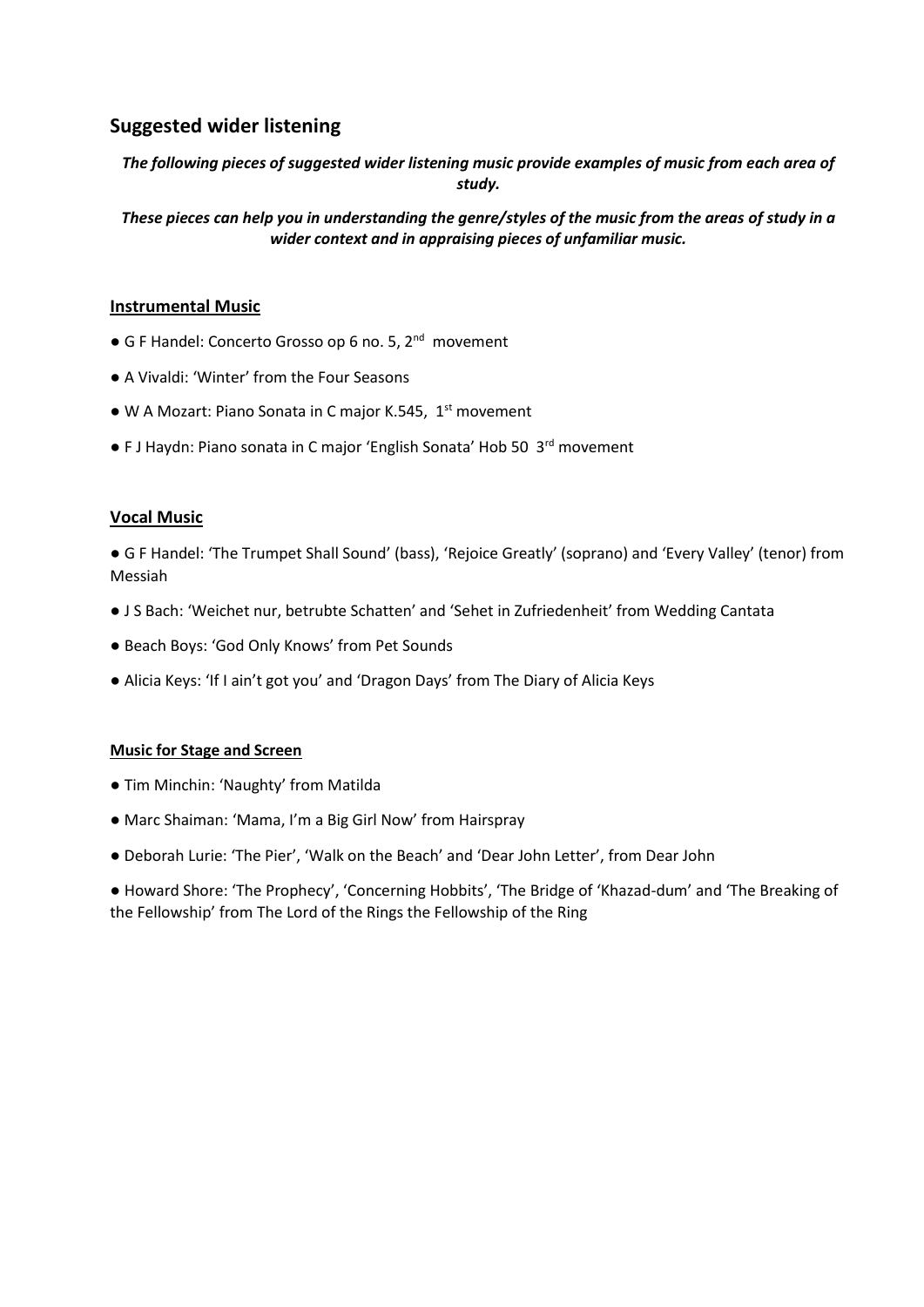## Suggested wider listening

***The following pieces of suggested wider listening music provide examples of music from each area of study.***

***These pieces can help you in understanding the genre/styles of the music from the areas of study in a wider context and in appraising pieces of unfamiliar music.***

### Instrumental Music

- G F Handel: Concerto Grosso op 6 no. 5, 2nd movement
- A Vivaldi: 'Winter' from the Four Seasons
- W A Mozart: Piano Sonata in C major K.545, 1st movement
- F J Haydn: Piano sonata in C major 'English Sonata' Hob 50 3rd movement

### Vocal Music

- G F Handel: 'The Trumpet Shall Sound' (bass), 'Rejoice Greatly' (soprano) and 'Every Valley' (tenor) from Messiah
- J S Bach: 'Weichet nur, betrubte Schatten' and 'Sehet in Zufriedenheit' from Wedding Cantata
- Beach Boys: 'God Only Knows' from Pet Sounds
- Alicia Keys: 'If I ain't got you' and 'Dragon Days' from The Diary of Alicia Keys

#### Music for Stage and Screen

- Tim Minchin: 'Naughty' from Matilda
- Marc Shaiman: 'Mama, I'm a Big Girl Now' from Hairspray
- Deborah Lurie: 'The Pier', 'Walk on the Beach' and 'Dear John Letter', from Dear John
- Howard Shore: 'The Prophecy', 'Concerning Hobbits', 'The Bridge of 'Khazad-dum' and 'The Breaking of the Fellowship' from The Lord of the Rings the Fellowship of the Ring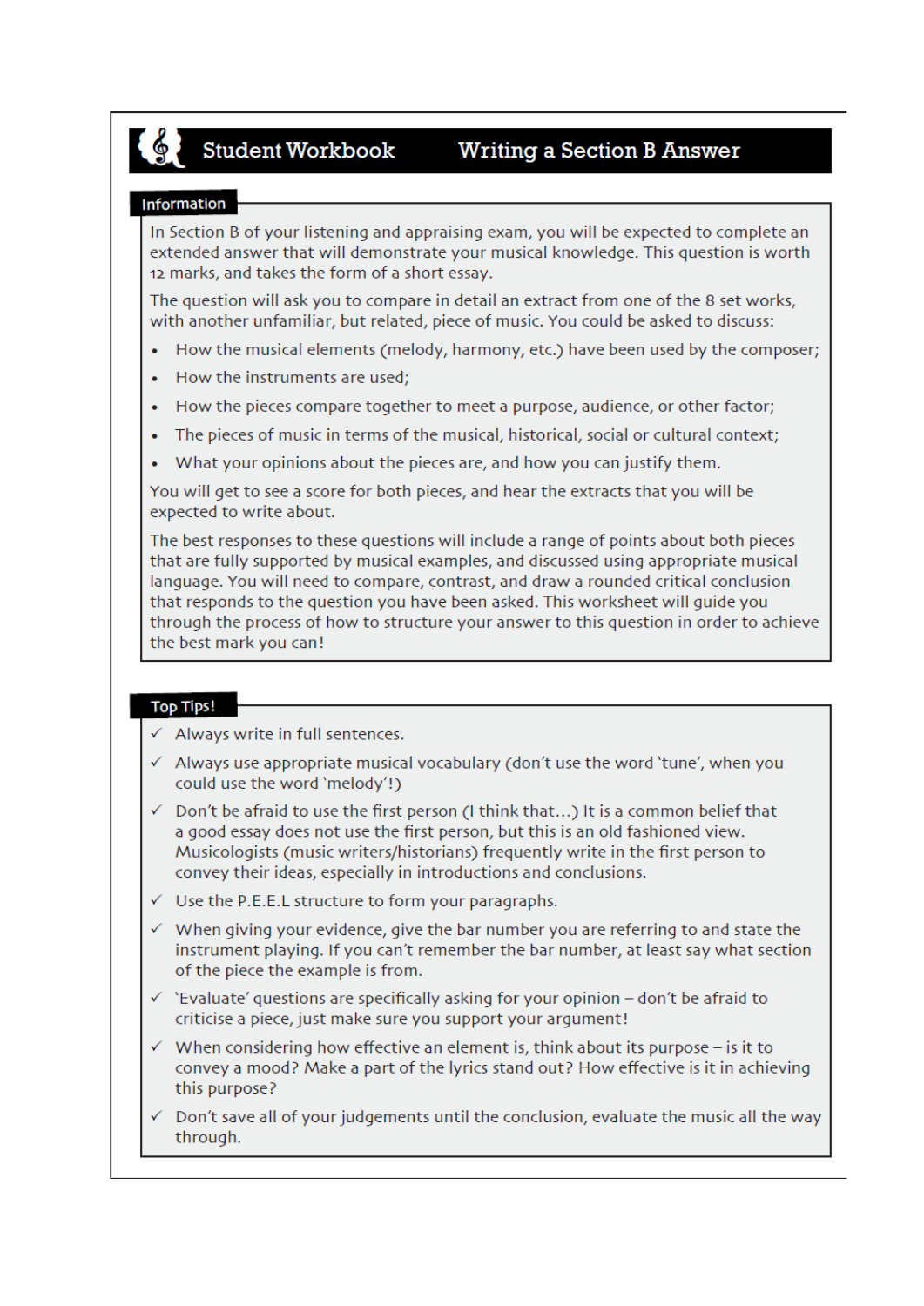# Student Workbook — Writing a Section B Answer

## Information

In Section B of your listening and appraising exam, you will be expected to complete an extended answer that will demonstrate your musical knowledge. This question is worth 12 marks, and takes the form of a short essay.

The question will ask you to compare in detail an extract from one of the 8 set works, with another unfamiliar, but related, piece of music. You could be asked to discuss:

- How the musical elements (melody, harmony, etc.) have been used by the composer;
- How the instruments are used;
- How the pieces compare together to meet a purpose, audience, or other factor;
- The pieces of music in terms of the musical, historical, social or cultural context;
- What your opinions about the pieces are, and how you can justify them.

You will get to see a score for both pieces, and hear the extracts that you will be expected to write about.

The best responses to these questions will include a range of points about both pieces that are fully supported by musical examples, and discussed using appropriate musical language. You will need to compare, contrast, and draw a rounded critical conclusion that responds to the question you have been asked. This worksheet will guide you through the process of how to structure your answer to this question in order to achieve the best mark you can!

## Top Tips!

- ✓ Always write in full sentences.
- ✓ Always use appropriate musical vocabulary (don't use the word 'tune', when you could use the word 'melody'!)
- ✓ Don't be afraid to use the first person (I think that…) It is a common belief that a good essay does not use the first person, but this is an old fashioned view. Musicologists (music writers/historians) frequently write in the first person to convey their ideas, especially in introductions and conclusions.
- ✓ Use the P.E.E.L structure to form your paragraphs.
- ✓ When giving your evidence, give the bar number you are referring to and state the instrument playing. If you can't remember the bar number, at least say what section of the piece the example is from.
- ✓ 'Evaluate' questions are specifically asking for your opinion – don't be afraid to criticise a piece, just make sure you support your argument!
- ✓ When considering how effective an element is, think about its purpose – is it to convey a mood? Make a part of the lyrics stand out? How effective is it in achieving this purpose?
- ✓ Don't save all of your judgements until the conclusion, evaluate the music all the way through.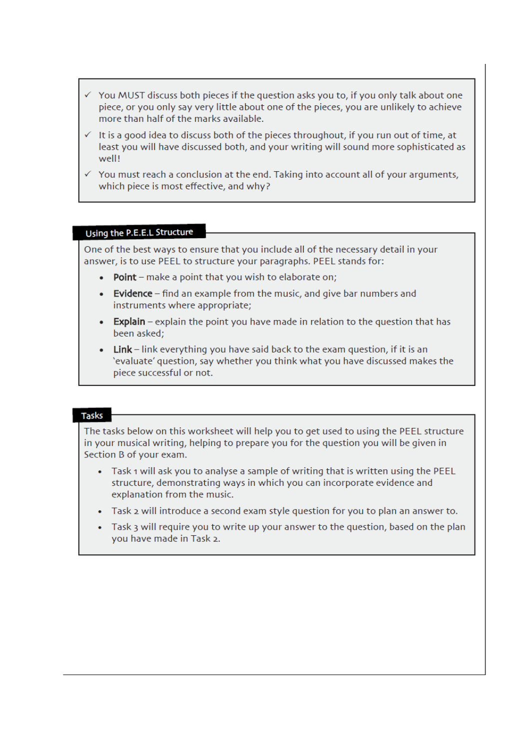- ✓ You MUST discuss both pieces if the question asks you to, if you only talk about one piece, or you only say very little about one of the pieces, you are unlikely to achieve more than half of the marks available.
- ✓ It is a good idea to discuss both of the pieces throughout, if you run out of time, at least you will have discussed both, and your writing will sound more sophisticated as well!
- ✓ You must reach a conclusion at the end. Taking into account all of your arguments, which piece is most effective, and why?

## Using the P.E.E.L Structure

One of the best ways to ensure that you include all of the necessary detail in your answer, is to use PEEL to structure your paragraphs. PEEL stands for:

- **Point** – make a point that you wish to elaborate on;
- **Evidence** – find an example from the music, and give bar numbers and instruments where appropriate;
- **Explain** – explain the point you have made in relation to the question that has been asked;
- **Link** – link everything you have said back to the exam question, if it is an 'evaluate' question, say whether you think what you have discussed makes the piece successful or not.

## Tasks

The tasks below on this worksheet will help you to get used to using the PEEL structure in your musical writing, helping to prepare you for the question you will be given in Section B of your exam.

- Task 1 will ask you to analyse a sample of writing that is written using the PEEL structure, demonstrating ways in which you can incorporate evidence and explanation from the music.
- Task 2 will introduce a second exam style question for you to plan an answer to.
- Task 3 will require you to write up your answer to the question, based on the plan you have made in Task 2.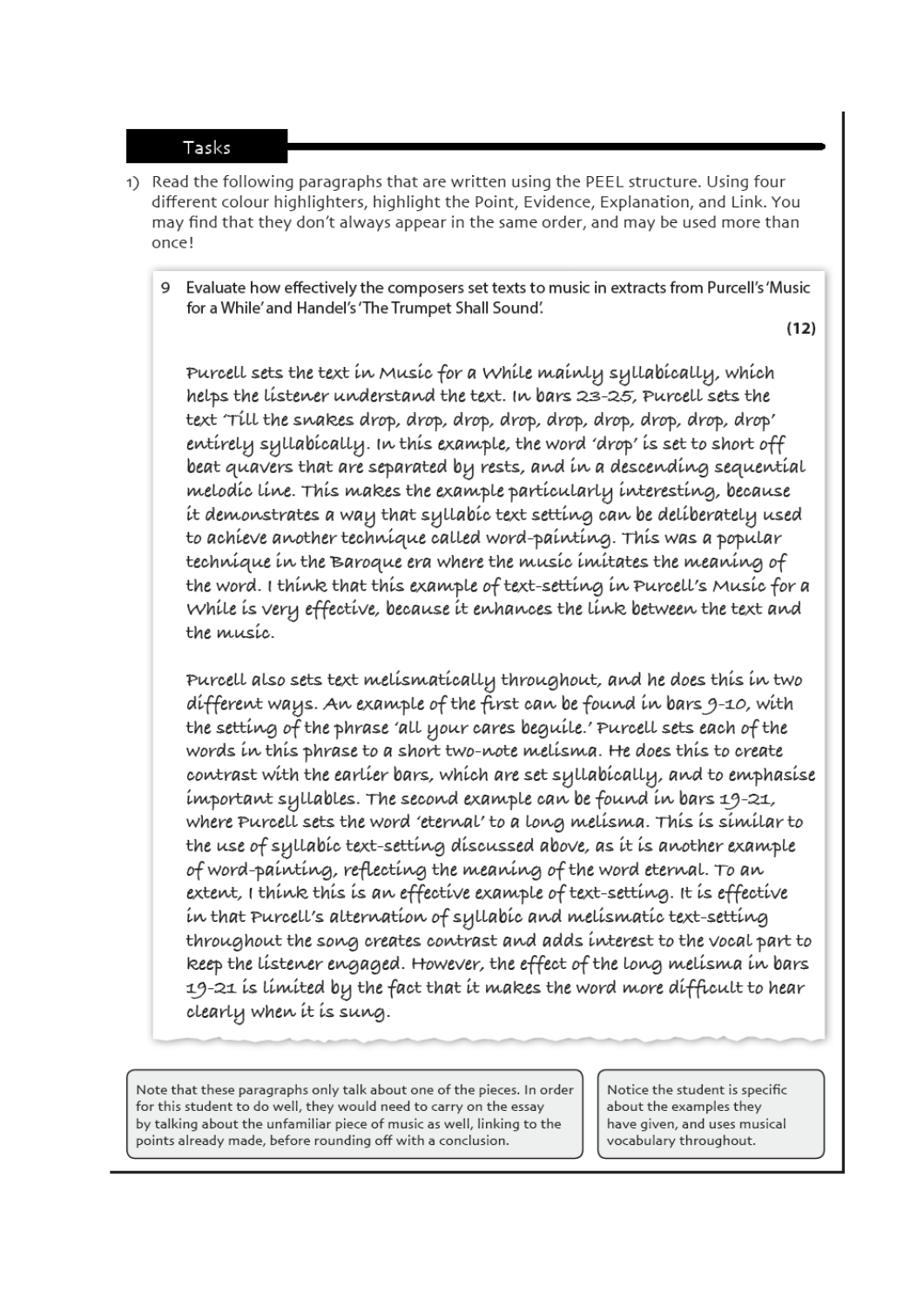## Tasks

1) Read the following paragraphs that are written using the PEEL structure. Using four different colour highlighters, highlight the Point, Evidence, Explanation, and Link. You may find that they don't always appear in the same order, and may be used more than once!

> 9 Evaluate how effectively the composers set texts to music in extracts from Purcell's 'Music for a While' and Handel's 'The Trumpet Shall Sound'.
>
> **(12)**
>
> Purcell sets the text in Music for a While mainly syllabically, which helps the listener understand the text. In bars 23-25, Purcell sets the text 'Till the snakes drop, drop, drop, drop, drop, drop, drop, drop' entirely syllabically. In this example, the word 'drop' is set to short off beat quavers that are separated by rests, and in a descending sequential melodic line. This makes the example particularly interesting, because it demonstrates a way that syllabic text setting can be deliberately used to achieve another technique called word-painting. This was a popular technique in the Baroque era where the music imitates the meaning of the word. I think that this example of text-setting in Purcell's Music for a While is very effective, because it enhances the link between the text and the music.
>
> Purcell also sets text melismatically throughout, and he does this in two different ways. An example of the first can be found in bars 9-10, with the setting of the phrase 'all your cares beguile.' Purcell sets each of the words in this phrase to a short two-note melisma. He does this to create contrast with the earlier bars, which are set syllabically, and to emphasise important syllables. The second example can be found in bars 19-21, where Purcell sets the word 'eternal' to a long melisma. This is similar to the use of syllabic text-setting discussed above, as it is another example of word-painting, reflecting the meaning of the word eternal. To an extent, I think this is an effective example of text-setting. It is effective in that Purcell's alternation of syllabic and melismatic text-setting throughout the song creates contrast and adds interest to the vocal part to keep the listener engaged. However, the effect of the long melisma in bars 19-21 is limited by the fact that it makes the word more difficult to hear clearly when it is sung.

Note that these paragraphs only talk about one of the pieces. In order for this student to do well, they would need to carry on the essay by talking about the unfamiliar piece of music as well, linking to the points already made, before rounding off with a conclusion.

Notice the student is specific about the examples they have given, and uses musical vocabulary throughout.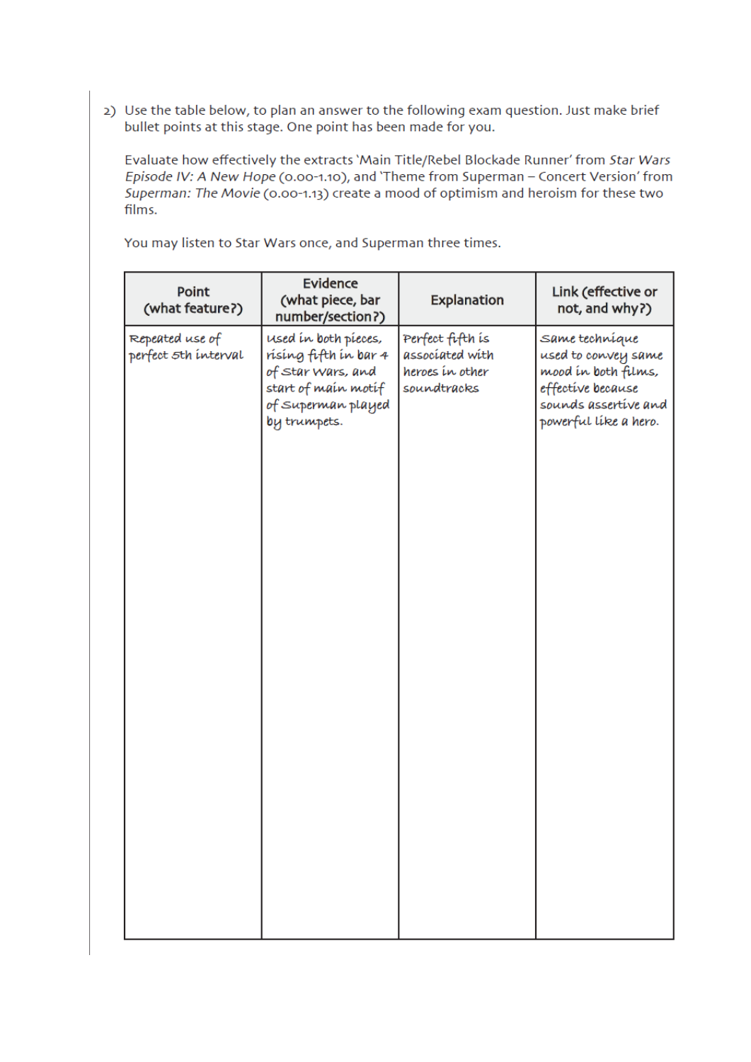2) Use the table below, to plan an answer to the following exam question. Just make brief bullet points at this stage. One point has been made for you.

Evaluate how effectively the extracts 'Main Title/Rebel Blockade Runner' from *Star Wars Episode IV: A New Hope* (0.00-1.10), and 'Theme from Superman – Concert Version' from *Superman: The Movie* (0.00-1.13) create a mood of optimism and heroism for these two films.

You may listen to Star Wars once, and Superman three times.

| Point (what feature?) | Evidence (what piece, bar number/section?) | Explanation | Link (effective or not, and why?) |
|---|---|---|---|
| Repeated use of perfect 5th interval | Used in both pieces, rising fifth in bar 4 of Star Wars, and start of main motif of Superman played by trumpets. | Perfect fifth is associated with heroes in other soundtracks | Same technique used to convey same mood in both films, effective because sounds assertive and powerful like a hero. |
| | | | |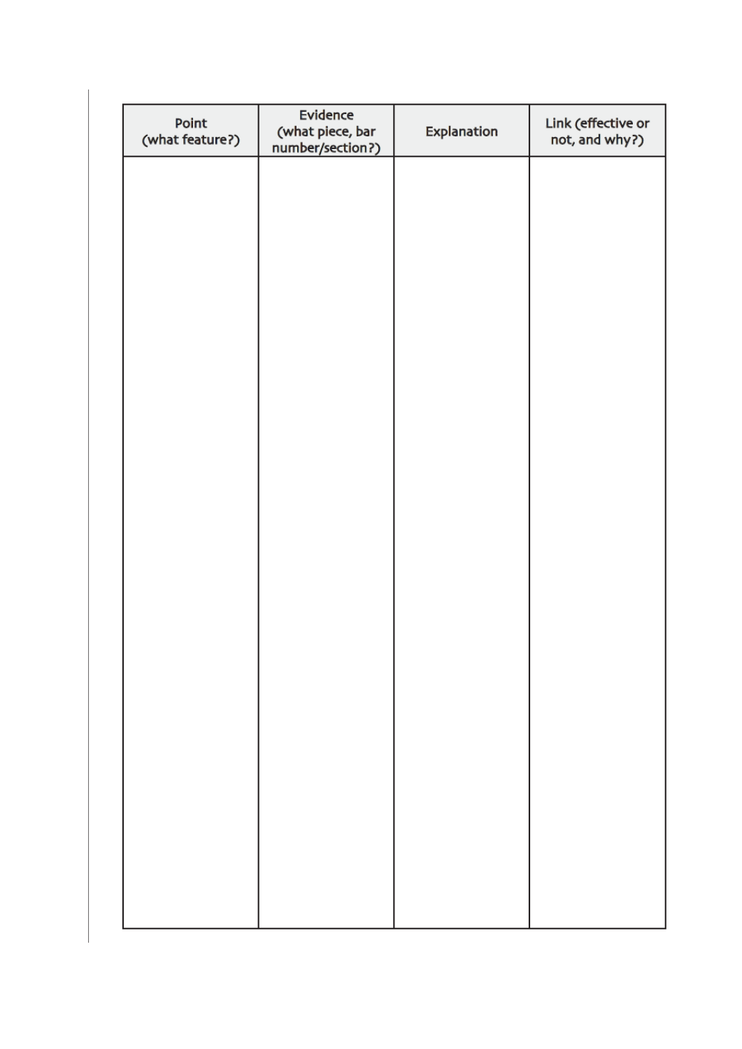| Point (what feature?) | Evidence (what piece, bar number/section?) | Explanation | Link (effective or not, and why?) |
|---|---|---|---|
| | | | |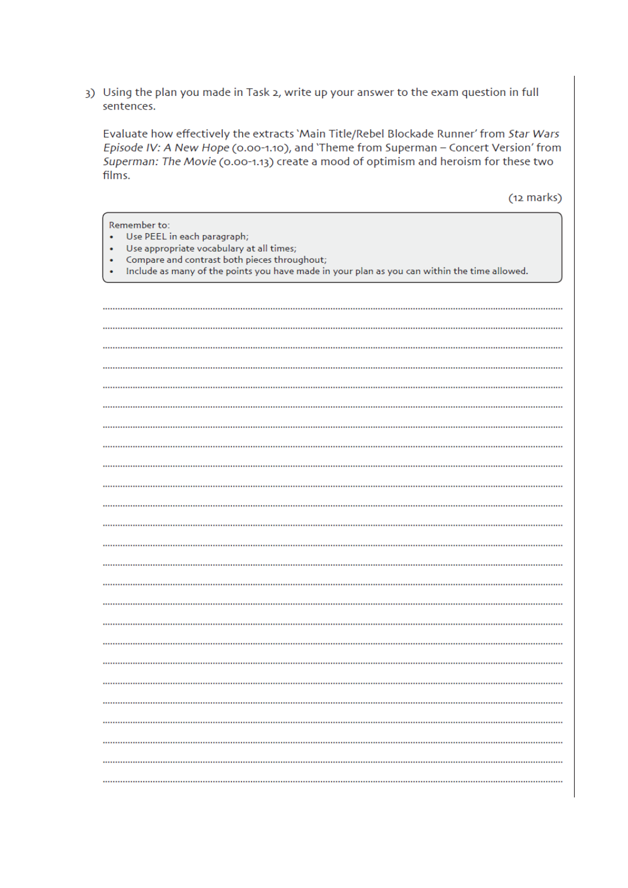3) Using the plan you made in Task 2, write up your answer to the exam question in full sentences.

Evaluate how effectively the extracts 'Main Title/Rebel Blockade Runner' from *Star Wars Episode IV: A New Hope* (0.00-1.10), and 'Theme from Superman – Concert Version' from *Superman: The Movie* (0.00-1.13) create a mood of optimism and heroism for these two films.

(12 marks)

> Remember to:
> - Use PEEL in each paragraph;
> - Use appropriate vocabulary at all times;
> - Compare and contrast both pieces throughout;
> - Include as many of the points you have made in your plan as you can within the time allowed.

..................................................................................................................................................

..................................................................................................................................................

..................................................................................................................................................

..................................................................................................................................................

..................................................................................................................................................

..................................................................................................................................................

..................................................................................................................................................

..................................................................................................................................................

..................................................................................................................................................

..................................................................................................................................................

..................................................................................................................................................

..................................................................................................................................................

..................................................................................................................................................

..................................................................................................................................................

..................................................................................................................................................

..................................................................................................................................................

..................................................................................................................................................

..................................................................................................................................................

..................................................................................................................................................

..................................................................................................................................................

..................................................................................................................................................

..................................................................................................................................................

..................................................................................................................................................

..................................................................................................................................................

..................................................................................................................................................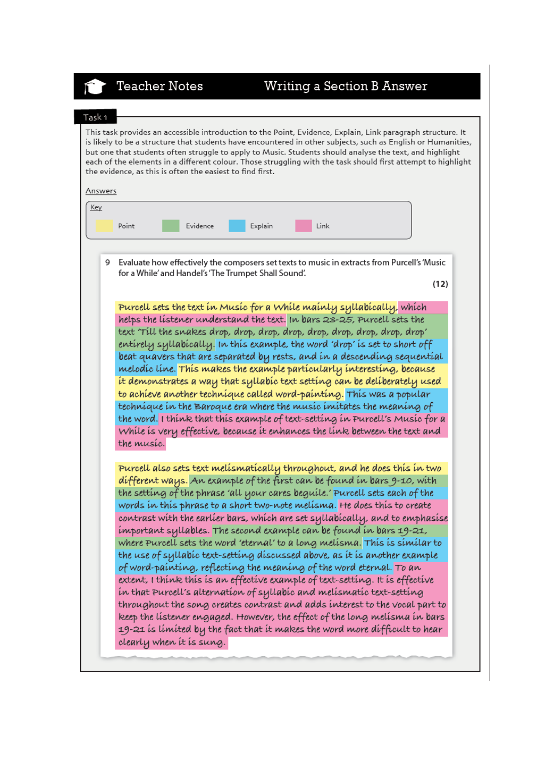# Teacher Notes — Writing a Section B Answer

## Task 1

This task provides an accessible introduction to the Point, Evidence, Explain, Link paragraph structure. It is likely to be a structure that students have encountered in other subjects, such as English or Humanities, but one that students often struggle to apply to Music. Students should analyse the text, and highlight each of the elements in a different colour. Those struggling with the task should first attempt to highlight the evidence, as this is often the easiest to find first.

Answers

Key

- Point
- Evidence
- Explain
- Link

9 Evaluate how effectively the composers set texts to music in extracts from Purcell's 'Music for a While' and Handel's 'The Trumpet Shall Sound'.

**(12)**

Purcell sets the text in Music for a While mainly syllabically, which helps the listener understand the text. In bars 23-25, Purcell sets the text 'Till the snakes drop, drop, drop, drop, drop, drop, drop, drop, drop' entirely syllabically. In this example, the word 'drop' is set to short off beat quavers that are separated by rests, and in a descending sequential melodic line. This makes the example particularly interesting, because it demonstrates a way that syllabic text setting can be deliberately used to achieve another technique called word-painting. This was a popular technique in the Baroque era where the music imitates the meaning of the word. I think that this example of text-setting in Purcell's Music for a While is very effective, because it enhances the link between the text and the music.

Purcell also sets text melismatically throughout, and he does this in two different ways. An example of the first can be found in bars 9-10, with the setting of the phrase 'all your cares beguile.' Purcell sets each of the words in this phrase to a short two-note melisma. He does this to create contrast with the earlier bars, which are set syllabically, and to emphasise important syllables. The second example can be found in bars 19-21, where Purcell sets the word 'eternal' to a long melisma. This is similar to the use of syllabic text-setting discussed above, as it is another example of word-painting, reflecting the meaning of the word eternal. To an extent, I think this is an effective example of text-setting. It is effective in that Purcell's alternation of syllabic and melismatic text-setting throughout the song creates contrast and adds interest to the vocal part to keep the listener engaged. However, the effect of the long melisma in bars 19-21 is limited by the fact that it makes the word more difficult to hear clearly when it is sung.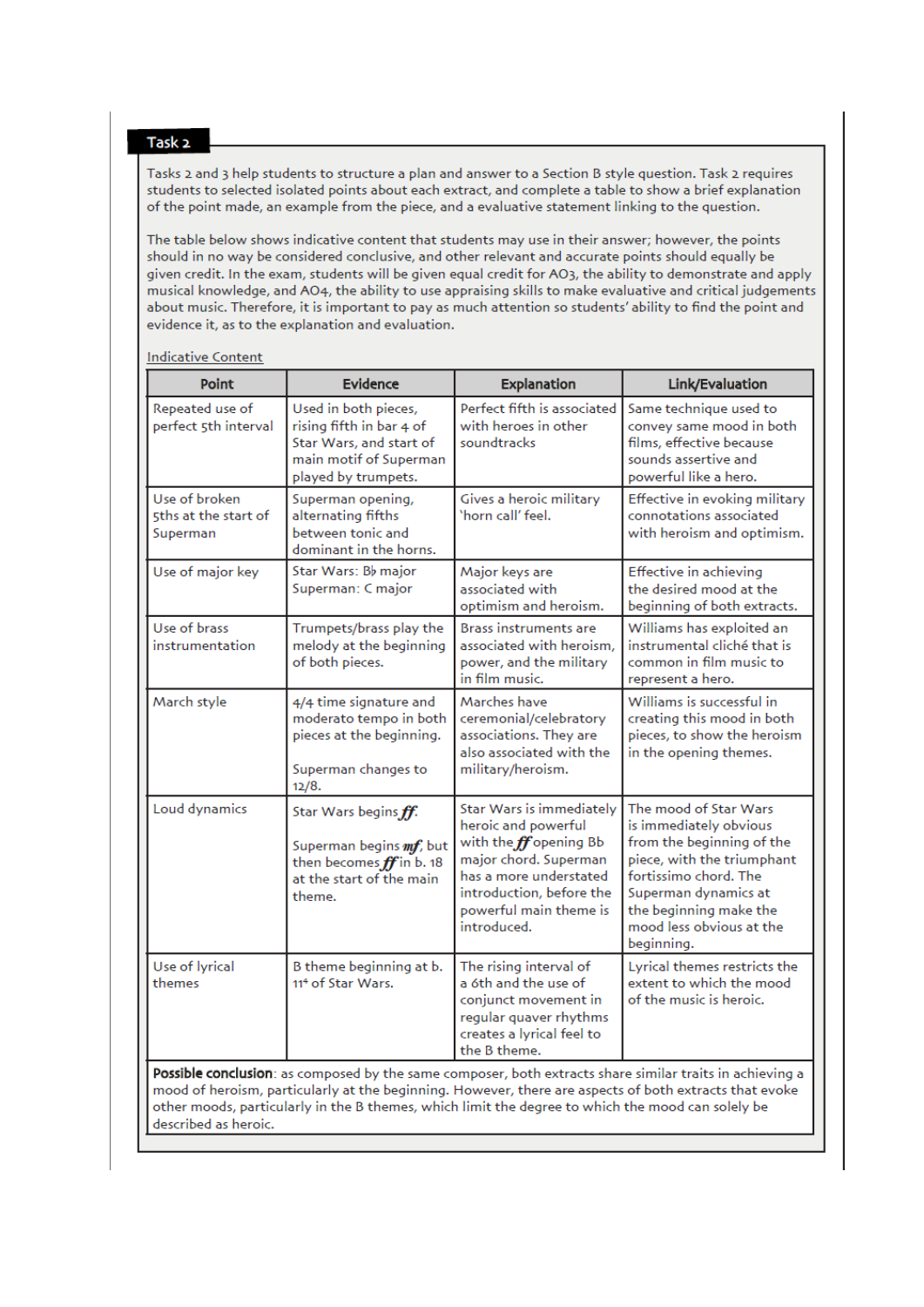## Task 2

Tasks 2 and 3 help students to structure a plan and answer to a Section B style question. Task 2 requires students to selected isolated points about each extract, and complete a table to show a brief explanation of the point made, an example from the piece, and a evaluative statement linking to the question.

The table below shows indicative content that students may use in their answer; however, the points should in no way be considered conclusive, and other relevant and accurate points should equally be given credit. In the exam, students will be given equal credit for AO3, the ability to demonstrate and apply musical knowledge, and AO4, the ability to use appraising skills to make evaluative and critical judgements about music. Therefore, it is important to pay as much attention so students' ability to find the point and evidence it, as to the explanation and evaluation.

Indicative Content

| Point | Evidence | Explanation | Link/Evaluation |
|---|---|---|---|
| Repeated use of perfect 5th interval | Used in both pieces, rising fifth in bar 4 of Star Wars, and start of main motif of Superman played by trumpets. | Perfect fifth is associated with heroes in other soundtracks | Same technique used to convey same mood in both films, effective because sounds assertive and powerful like a hero. |
| Use of broken 5ths at the start of Superman | Superman opening, alternating fifths between tonic and dominant in the horns. | Gives a heroic military 'horn call' feel. | Effective in evoking military connotations associated with heroism and optimism. |
| Use of major key | Star Wars: B♭ major<br>Superman: C major | Major keys are associated with optimism and heroism. | Effective in achieving the desired mood at the beginning of both extracts. |
| Use of brass instrumentation | Trumpets/brass play the melody at the beginning of both pieces. | Brass instruments are associated with heroism, power, and the military in film music. | Williams has exploited an instrumental cliché that is common in film music to represent a hero. |
| March style | 4/4 time signature and moderato tempo in both pieces at the beginning.<br><br>Superman changes to 12/8. | Marches have ceremonial/celebratory associations. They are also associated with the military/heroism. | Williams is successful in creating this mood in both pieces, to show the heroism in the opening themes. |
| Loud dynamics | Star Wars begins ***ff***.<br><br>Superman begins ***mf***, but then becomes ***ff*** in b. 18 at the start of the main theme. | Star Wars is immediately heroic and powerful with the ***ff*** opening Bb major chord. Superman has a more understated introduction, before the powerful main theme is introduced. | The mood of Star Wars is immediately obvious from the beginning of the piece, with the triumphant fortissimo chord. The Superman dynamics at the beginning make the mood less obvious at the beginning. |
| Use of lyrical themes | B theme beginning at b. 11[st] of Star Wars. | The rising interval of a 6th and the use of conjunct movement in regular quaver rhythms creates a lyrical feel to the B theme. | Lyrical themes restricts the extent to which the mood of the music is heroic. |
| **Possible conclusion**: as composed by the same composer, both extracts share similar traits in achieving a mood of heroism, particularly at the beginning. However, there are aspects of both extracts that evoke other moods, particularly in the B themes, which limit the degree to which the mood can solely be described as heroic. | | | |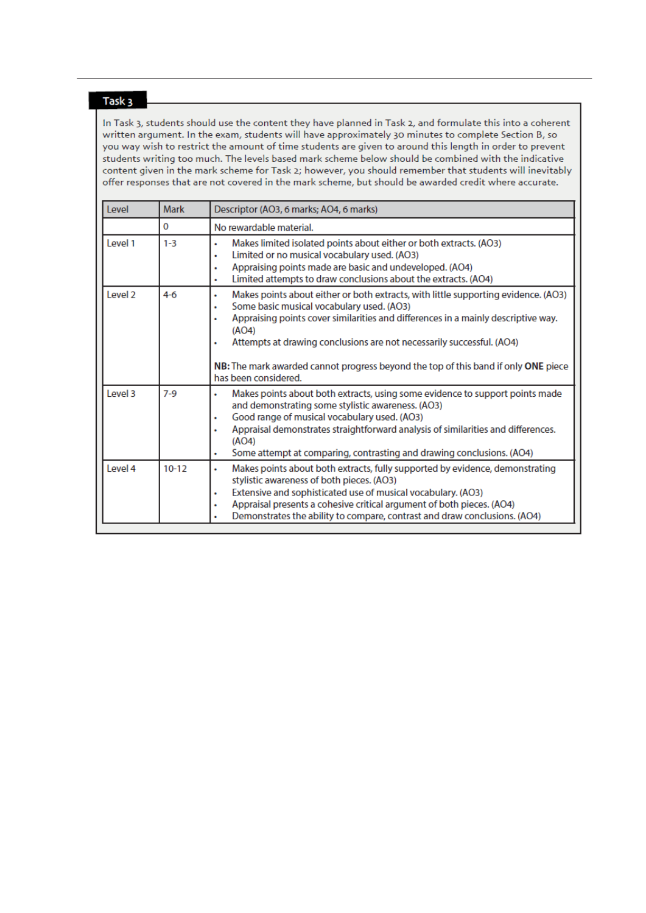## Task 3

In Task 3, students should use the content they have planned in Task 2, and formulate this into a coherent written argument. In the exam, students will have approximately 30 minutes to complete Section B, so you way wish to restrict the amount of time students are given to around this length in order to prevent students writing too much. The levels based mark scheme below should be combined with the indicative content given in the mark scheme for Task 2; however, you should remember that students will inevitably offer responses that are not covered in the mark scheme, but should be awarded credit where accurate.

| Level | Mark | Descriptor (AO3, 6 marks; AO4, 6 marks) |
|---|---|---|
| | 0 | No rewardable material. |
| Level 1 | 1-3 | • Makes limited isolated points about either or both extracts. (AO3)<br>• Limited or no musical vocabulary used. (AO3)<br>• Appraising points made are basic and undeveloped. (AO4)<br>• Limited attempts to draw conclusions about the extracts. (AO4) |
| Level 2 | 4-6 | • Makes points about either or both extracts, with little supporting evidence. (AO3)<br>• Some basic musical vocabulary used. (AO3)<br>• Appraising points cover similarities and differences in a mainly descriptive way. (AO4)<br>• Attempts at drawing conclusions are not necessarily successful. (AO4)<br><br>**NB:** The mark awarded cannot progress beyond the top of this band if only **ONE** piece has been considered. |
| Level 3 | 7-9 | • Makes points about both extracts, using some evidence to support points made and demonstrating some stylistic awareness. (AO3)<br>• Good range of musical vocabulary used. (AO3)<br>• Appraisal demonstrates straightforward analysis of similarities and differences. (AO4)<br>• Some attempt at comparing, contrasting and drawing conclusions. (AO4) |
| Level 4 | 10-12 | • Makes points about both extracts, fully supported by evidence, demonstrating stylistic awareness of both pieces. (AO3)<br>• Extensive and sophisticated use of musical vocabulary. (AO3)<br>• Appraisal presents a cohesive critical argument of both pieces. (AO4)<br>• Demonstrates the ability to compare, contrast and draw conclusions. (AO4) |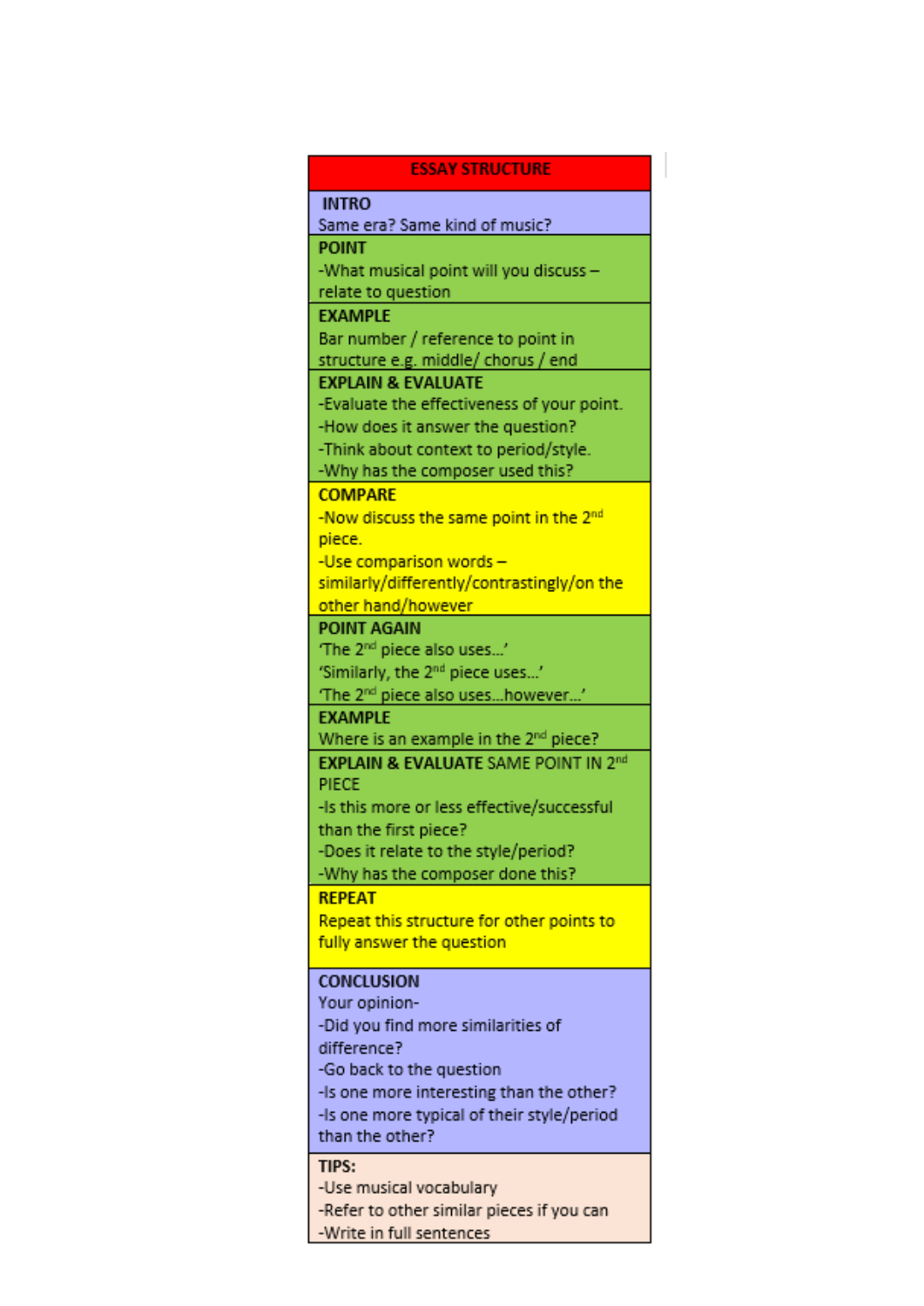## ESSAY STRUCTURE

**INTRO**
Same era? Same kind of music?

**POINT**
-What musical point will you discuss – relate to question

**EXAMPLE**
Bar number / reference to point in structure e.g. middle/ chorus / end

**EXPLAIN & EVALUATE**
-Evaluate the effectiveness of your point.
-How does it answer the question?
-Think about context to period/style.
-Why has the composer used this?

**COMPARE**
-Now discuss the same point in the 2nd piece.
-Use comparison words – similarly/differently/contrastingly/on the other hand/however

**POINT AGAIN**
'The 2nd piece also uses…'
'Similarly, the 2nd piece uses…'
'The 2nd piece also uses…however…'

**EXAMPLE**
Where is an example in the 2nd piece?

**EXPLAIN & EVALUATE** SAME POINT IN 2nd PIECE
-Is this more or less effective/successful than the first piece?
-Does it relate to the style/period?
-Why has the composer done this?

**REPEAT**
Repeat this structure for other points to fully answer the question

**CONCLUSION**
Your opinion-
-Did you find more similarities of difference?
-Go back to the question
-Is one more interesting than the other?
-Is one more typical of their style/period than the other?

**TIPS:**
-Use musical vocabulary
-Refer to other similar pieces if you can
-Write in full sentences